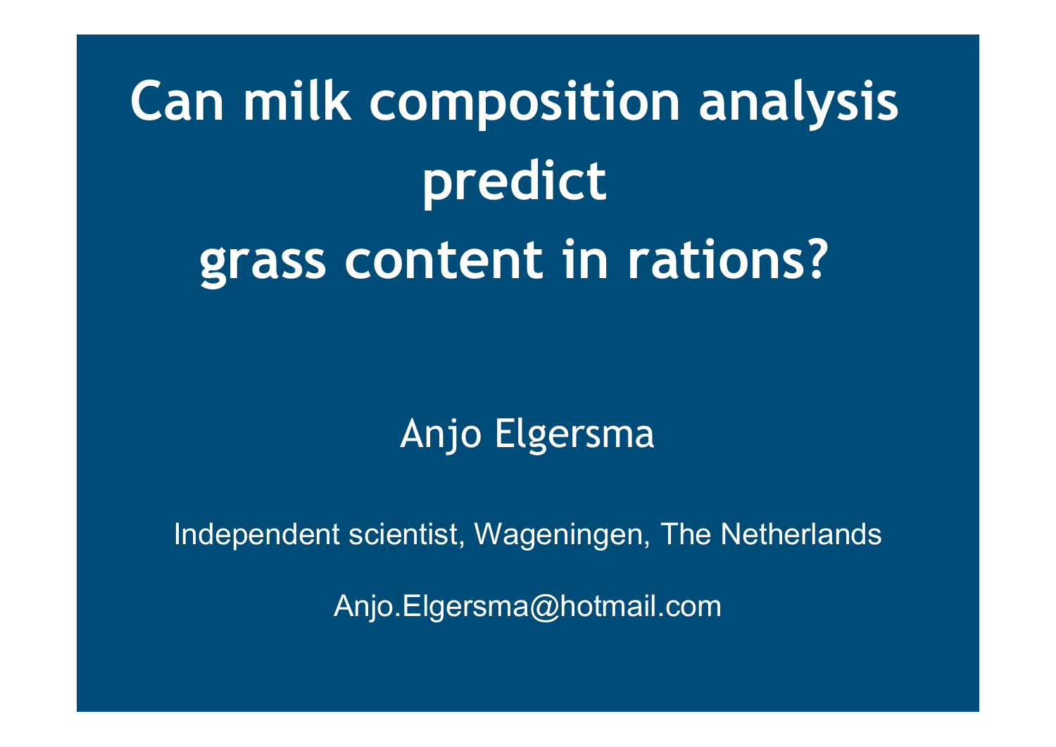# Can milk composition analysis predict grass content in rations?

Anjo Elgersma

Independent scientist, Wageningen, The Netherlands

Anjo.Elgersma@hotmail.com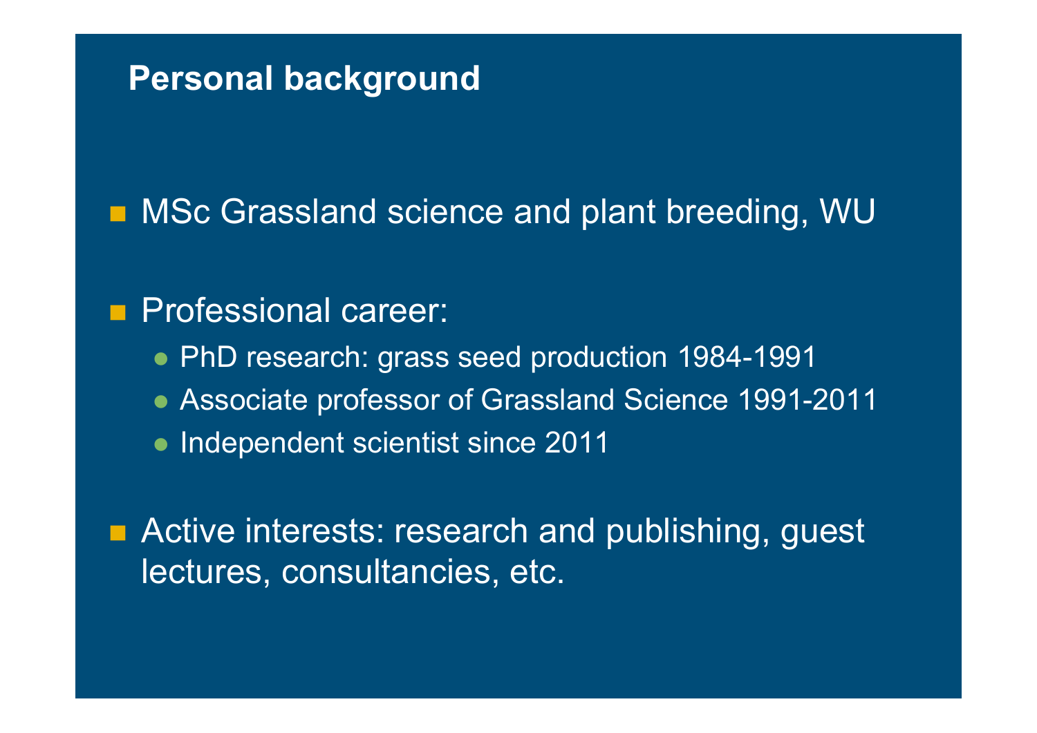## Personal background

- MSc Grassland science and plant breeding, WU
- Professional career:
  - PhD research: grass seed production 1984-1991
  - Associate professor of Grassland Science 1991-2011
  - Independent scientist since 2011
- Active interests: research and publishing, guest lectures, consultancies, etc.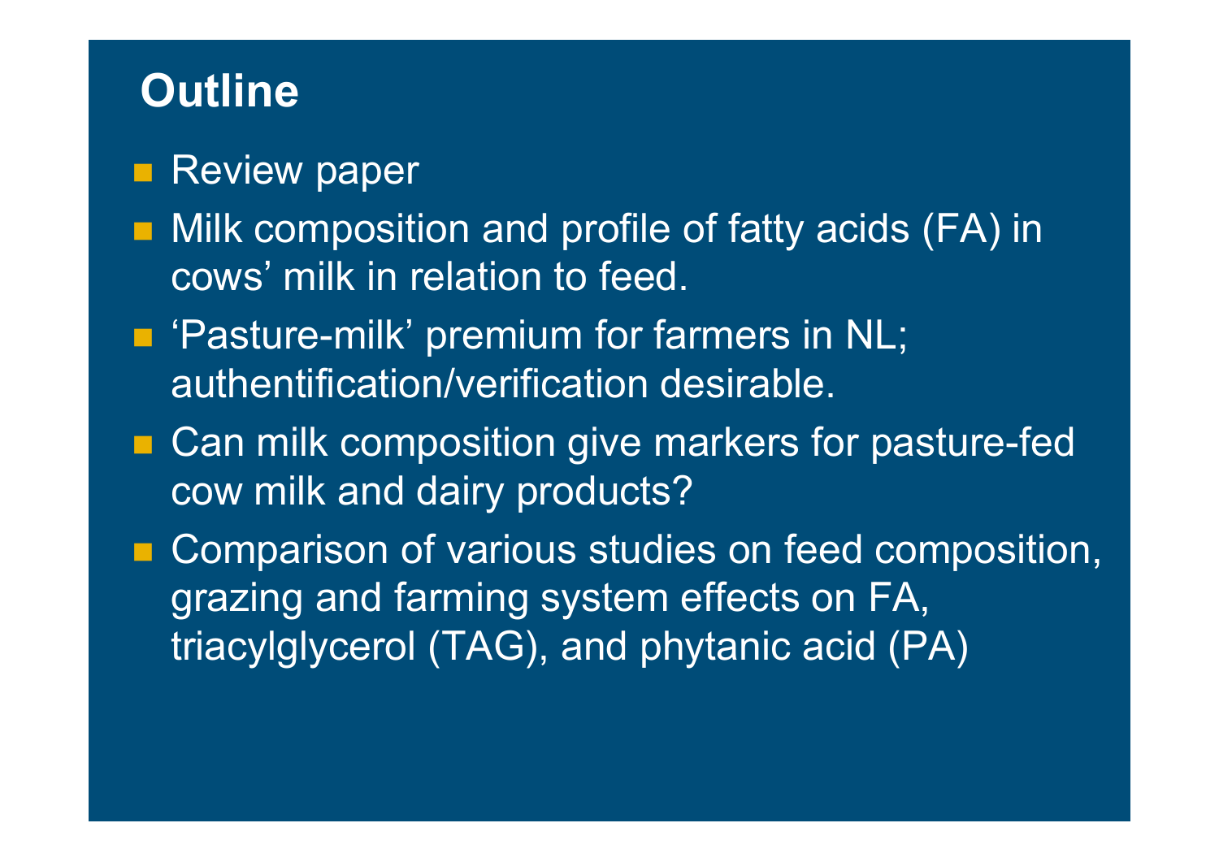# Outline

- Review paper
- Milk composition and profile of fatty acids (FA) in cows' milk in relation to feed.
- 'Pasture-milk' premium for farmers in NL; authentification/verification desirable.
- Can milk composition give markers for pasture-fed cow milk and dairy products?
- Comparison of various studies on feed composition, grazing and farming system effects on FA, triacylglycerol (TAG), and phytanic acid (PA)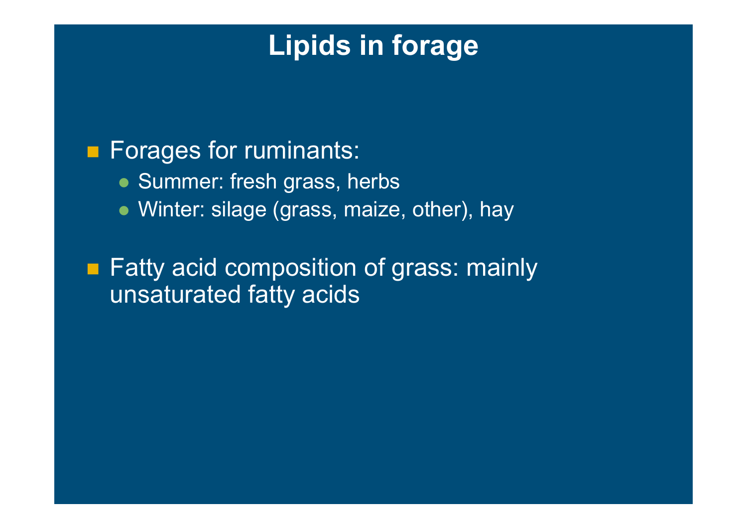# Lipids in forage

- Forages for ruminants:
  - Summer: fresh grass, herbs
  - Winter: silage (grass, maize, other), hay
- Fatty acid composition of grass: mainly unsaturated fatty acids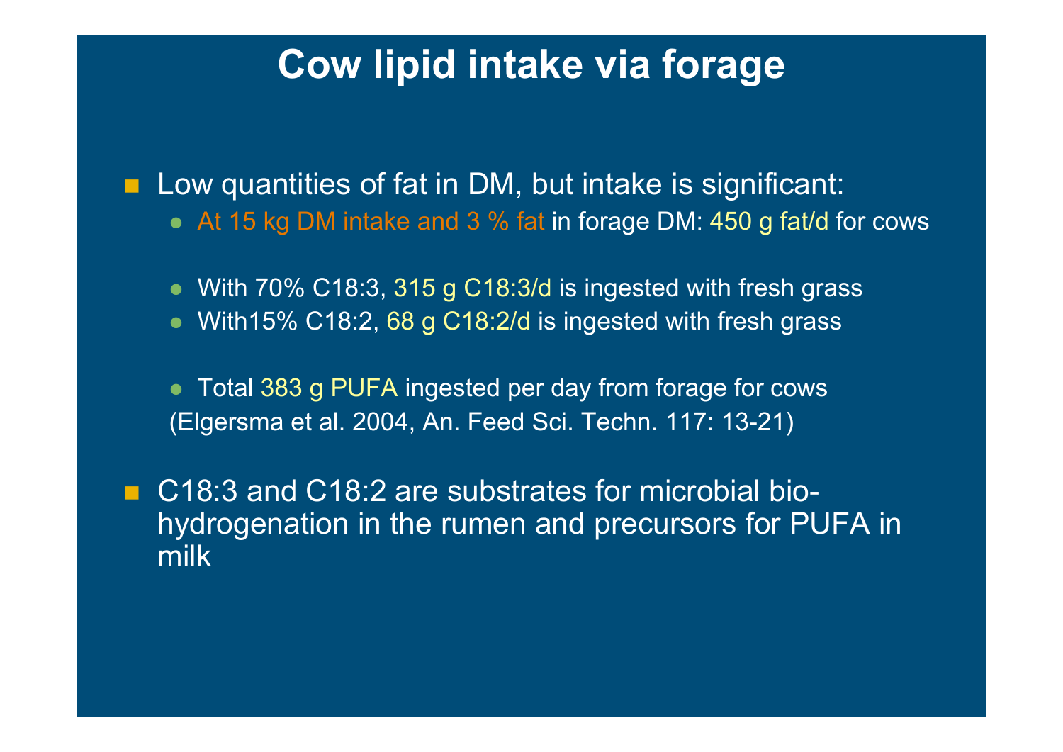# Cow lipid intake via forage

- Low quantities of fat in DM, but intake is significant:
  - At 15 kg DM intake and 3 % fat in forage DM: 450 g fat/d for cows

  - With 70% C18:3, 315 g C18:3/d is ingested with fresh grass
  - With15% C18:2, 68 g C18:2/d is ingested with fresh grass

  - Total 383 g PUFA ingested per day from forage for cows

  (Elgersma et al. 2004, An. Feed Sci. Techn. 117: 13-21)

- C18:3 and C18:2 are substrates for microbial bio-hydrogenation in the rumen and precursors for PUFA in milk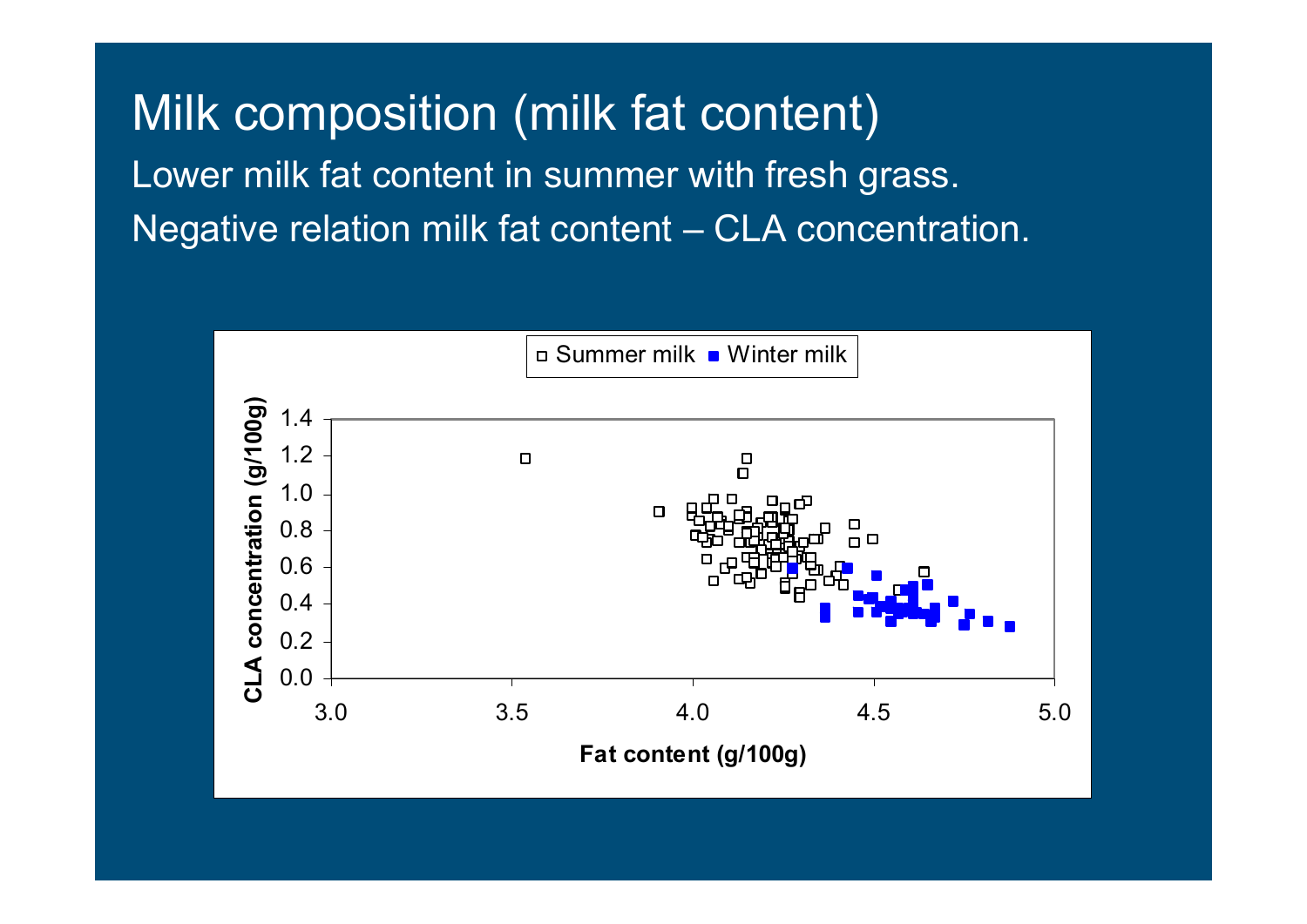# Milk composition (milk fat content)

Lower milk fat content in summer with fresh grass.

Negative relation milk fat content – CLA concentration.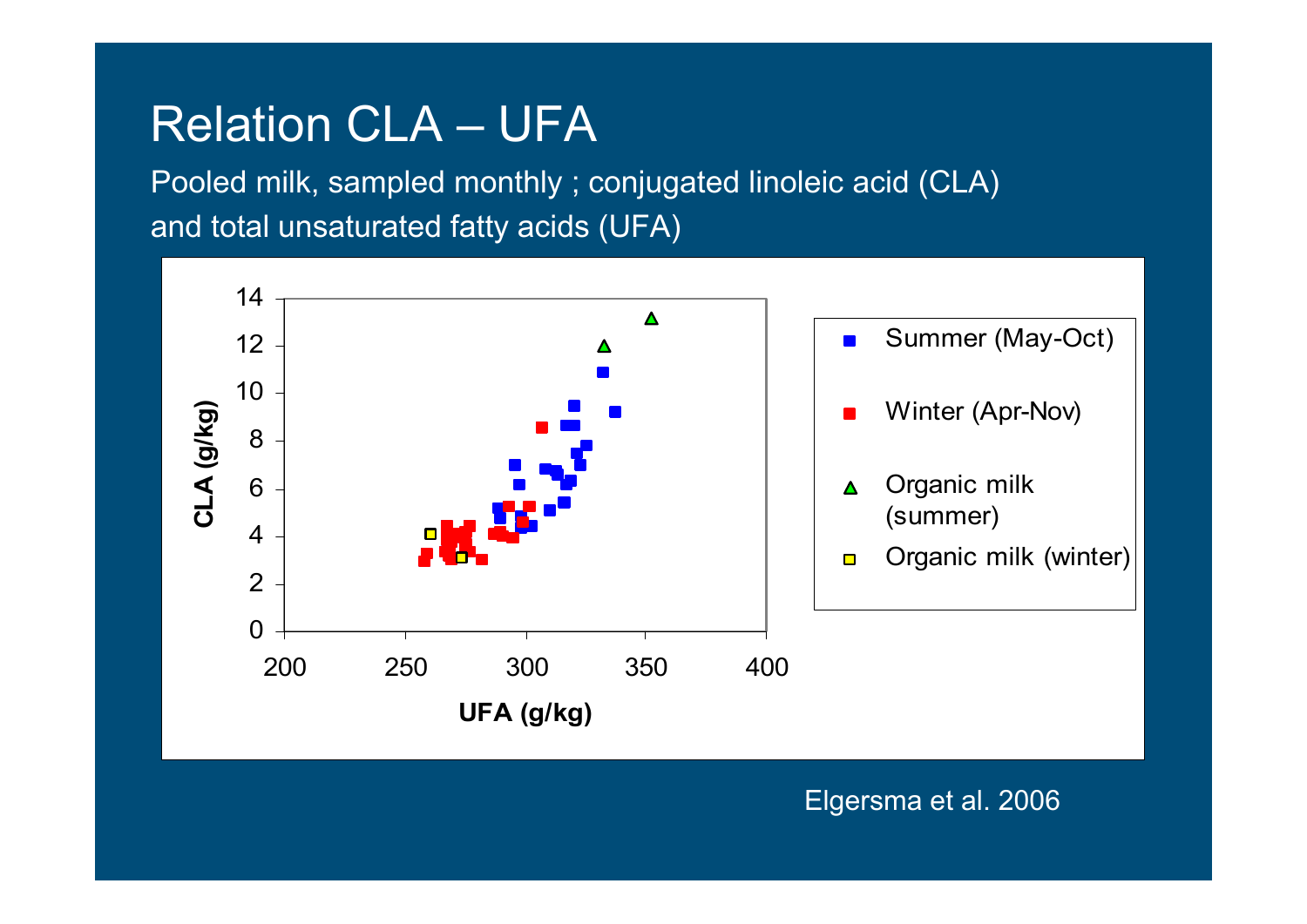# Relation CLA – UFA

Pooled milk, sampled monthly ; conjugated linoleic acid (CLA) and total unsaturated fatty acids (UFA)

CLA (g/kg)

UFA (g/kg)

- Summer (May-Oct)
- Winter (Apr-Nov)
- Organic milk (summer)
- Organic milk (winter)

Elgersma et al. 2006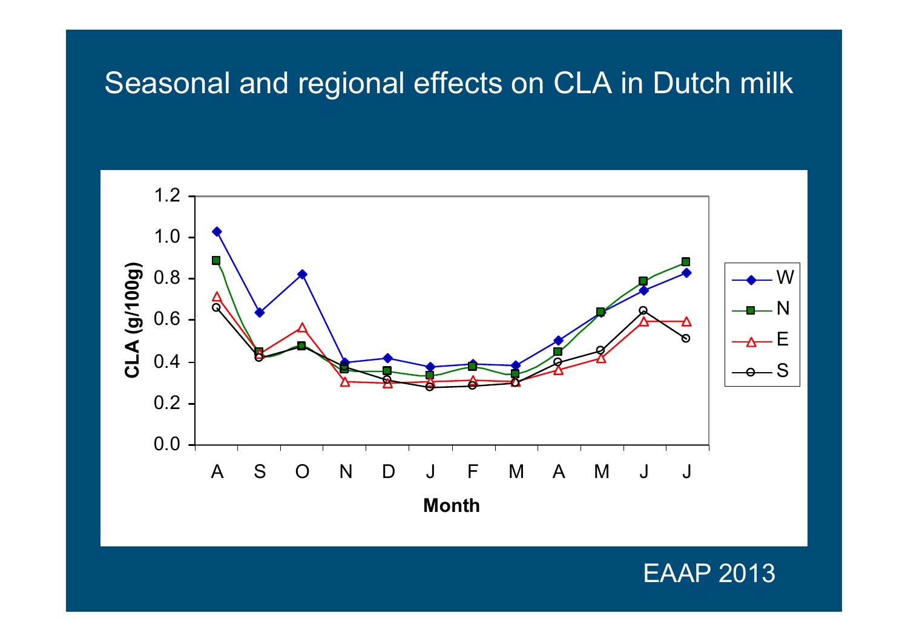# Seasonal and regional effects on CLA in Dutch milk

EAAP 2013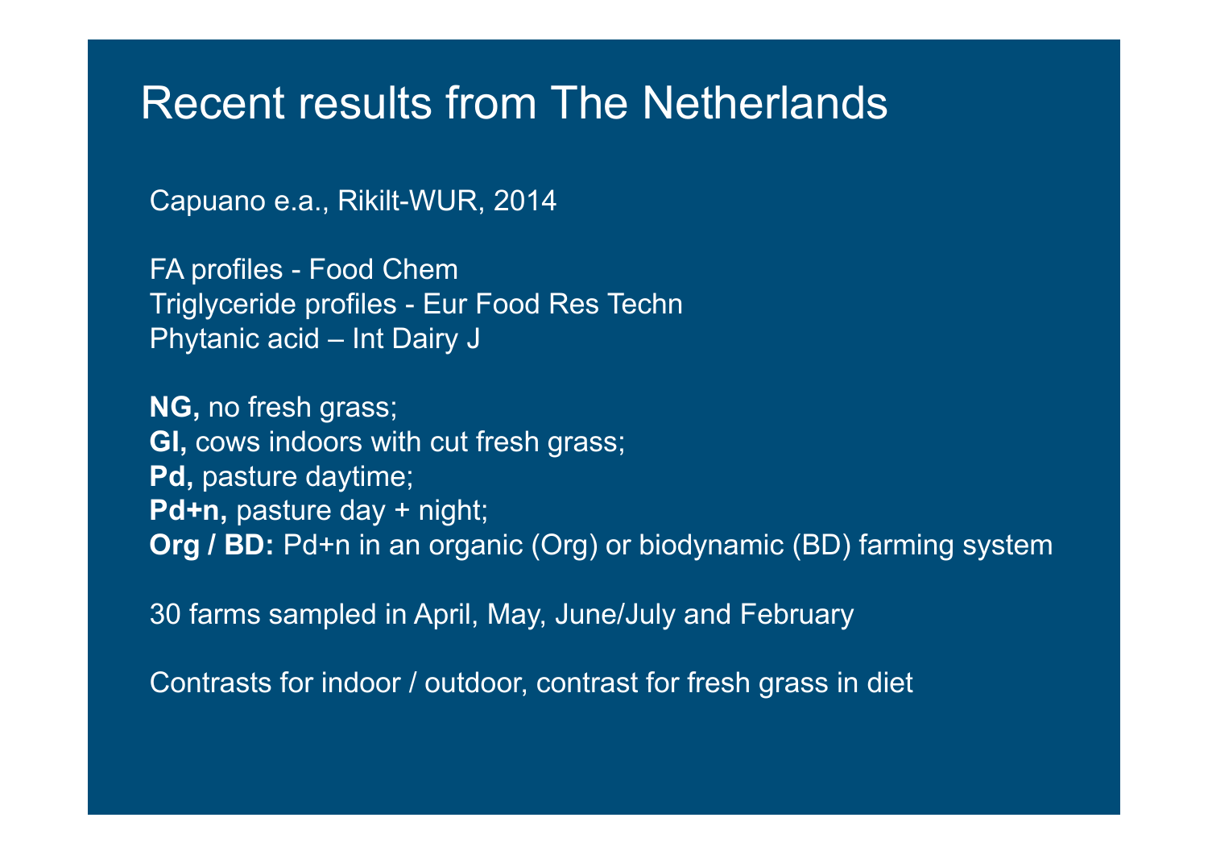# Recent results from The Netherlands

Capuano e.a., Rikilt-WUR, 2014

FA profiles - Food Chem
Triglyceride profiles - Eur Food Res Techn
Phytanic acid – Int Dairy J

**NG,** no fresh grass;
**GI,** cows indoors with cut fresh grass;
**Pd,** pasture daytime;
**Pd+n,** pasture day + night;
**Org / BD:** Pd+n in an organic (Org) or biodynamic (BD) farming system

30 farms sampled in April, May, June/July and February

Contrasts for indoor / outdoor, contrast for fresh grass in diet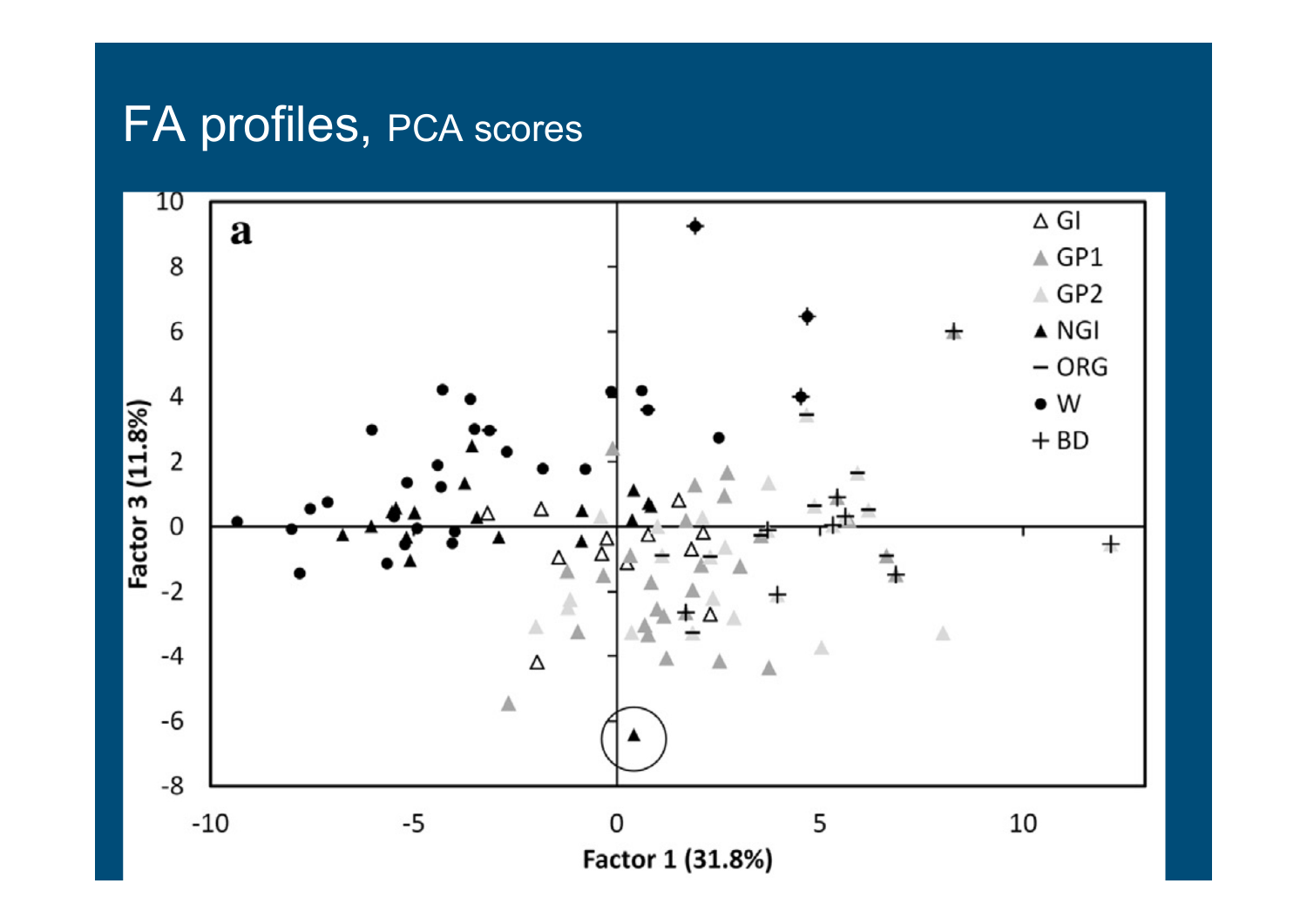# FA profiles, PCA scores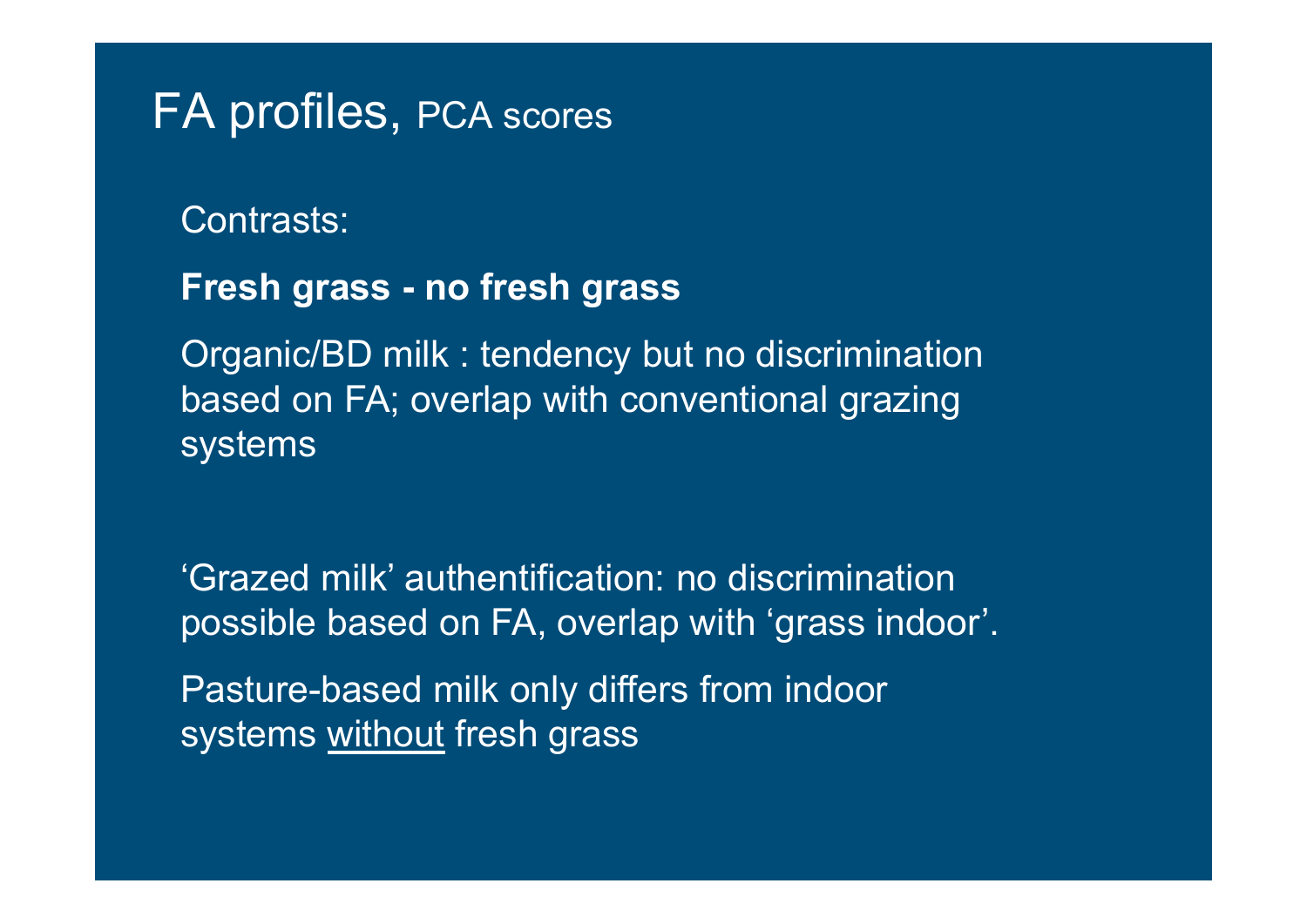# FA profiles, PCA scores

Contrasts:

**Fresh grass - no fresh grass**

Organic/BD milk : tendency but no discrimination based on FA; overlap with conventional grazing systems

‘Grazed milk’ authentification: no discrimination possible based on FA, overlap with ‘grass indoor’.

Pasture-based milk only differs from indoor systems <u>without</u> fresh grass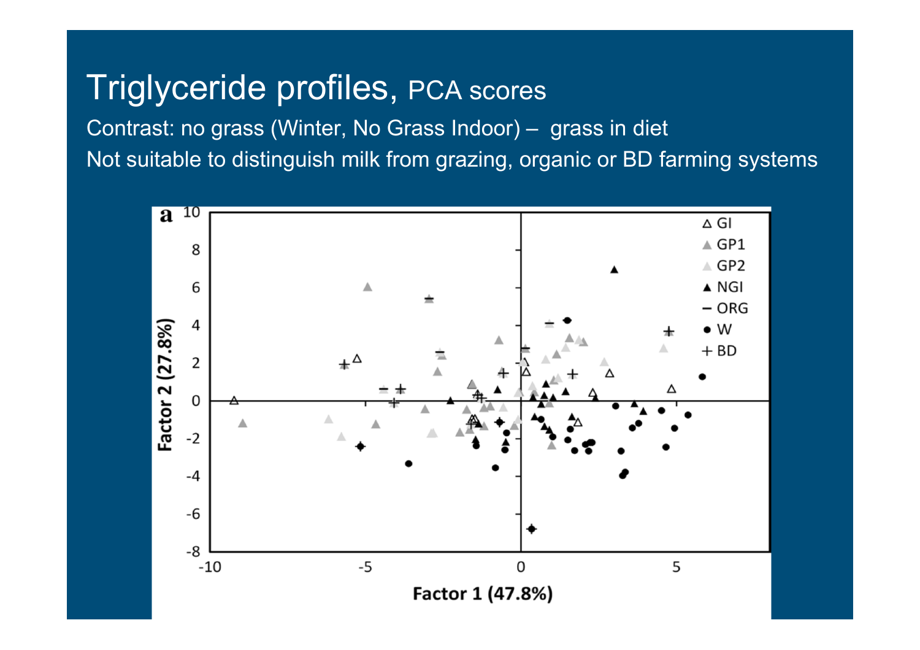# Triglyceride profiles, PCA scores

Contrast: no grass (Winter, No Grass Indoor) – grass in diet

Not suitable to distinguish milk from grazing, organic or BD farming systems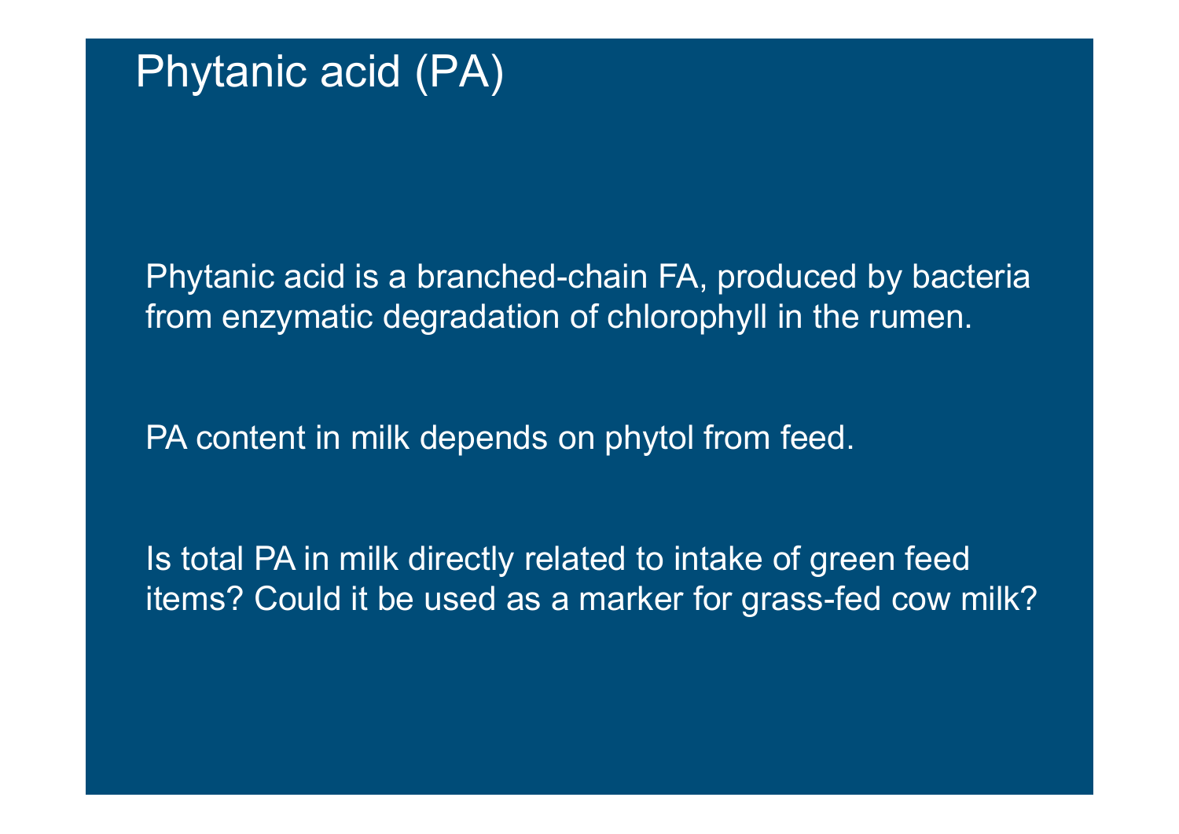# Phytanic acid (PA)

Phytanic acid is a branched-chain FA, produced by bacteria from enzymatic degradation of chlorophyll in the rumen.

PA content in milk depends on phytol from feed.

Is total PA in milk directly related to intake of green feed items? Could it be used as a marker for grass-fed cow milk?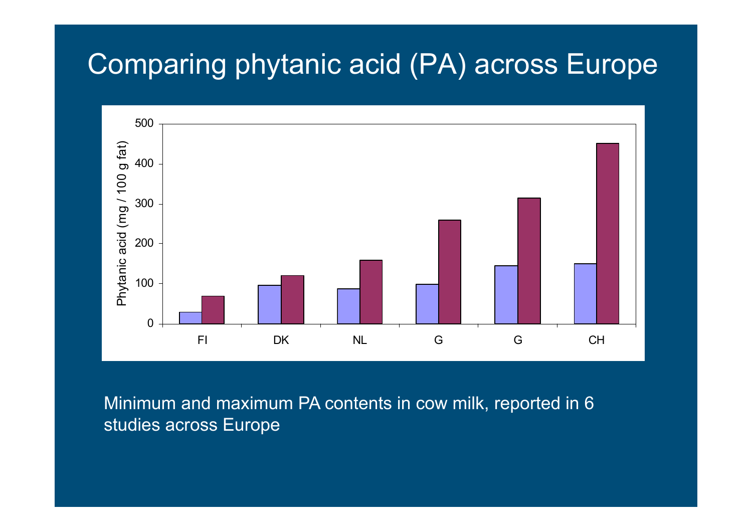# Comparing phytanic acid (PA) across Europe

Minimum and maximum PA contents in cow milk, reported in 6 studies across Europe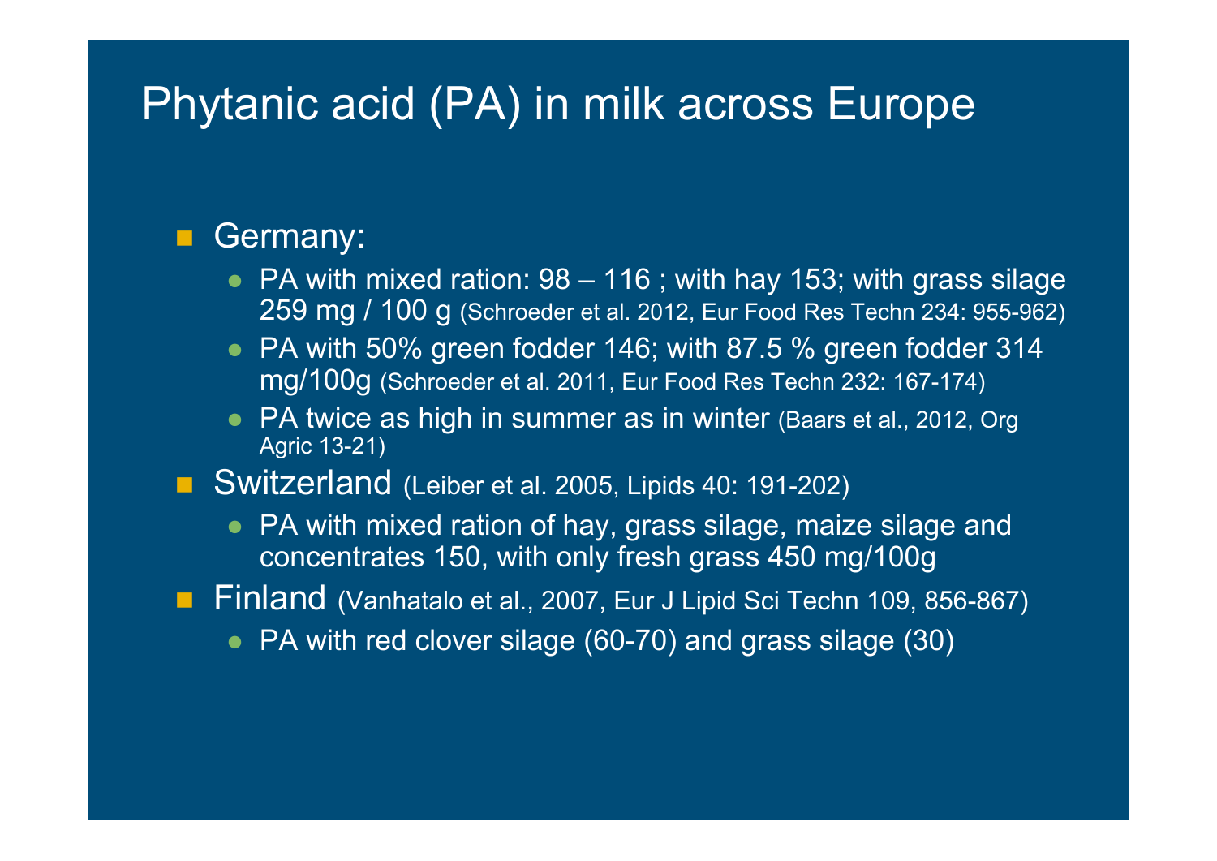# Phytanic acid (PA) in milk across Europe

- Germany:
  - PA with mixed ration: 98 – 116 ; with hay 153; with grass silage 259 mg / 100 g (Schroeder et al. 2012, Eur Food Res Techn 234: 955-962)
  - PA with 50% green fodder 146; with 87.5 % green fodder 314 mg/100g (Schroeder et al. 2011, Eur Food Res Techn 232: 167-174)
  - PA twice as high in summer as in winter (Baars et al., 2012, Org Agric 13-21)
- Switzerland (Leiber et al. 2005, Lipids 40: 191-202)
  - PA with mixed ration of hay, grass silage, maize silage and concentrates 150, with only fresh grass 450 mg/100g
- Finland (Vanhatalo et al., 2007, Eur J Lipid Sci Techn 109, 856-867)
  - PA with red clover silage (60-70) and grass silage (30)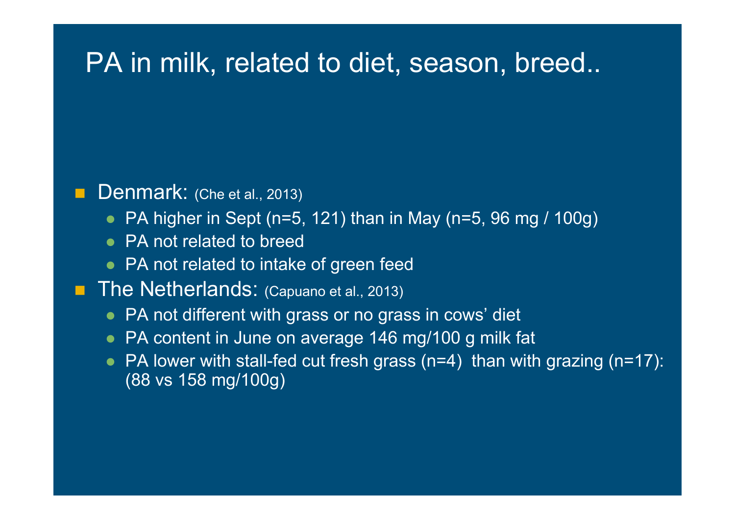# PA in milk, related to diet, season, breed..

- Denmark: (Che et al., 2013)
  - PA higher in Sept (n=5, 121) than in May (n=5, 96 mg / 100g)
  - PA not related to breed
  - PA not related to intake of green feed
- The Netherlands: (Capuano et al., 2013)
  - PA not different with grass or no grass in cows' diet
  - PA content in June on average 146 mg/100 g milk fat
  - PA lower with stall-fed cut fresh grass (n=4) than with grazing (n=17): (88 vs 158 mg/100g)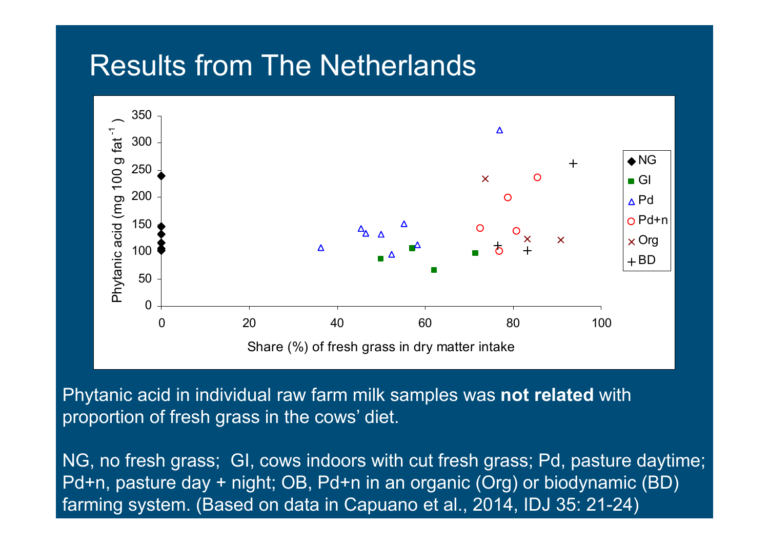# Results from The Netherlands

Phytanic acid in individual raw farm milk samples was **not related** with proportion of fresh grass in the cows' diet.

NG, no fresh grass; GI, cows indoors with cut fresh grass; Pd, pasture daytime; Pd+n, pasture day + night; OB, Pd+n in an organic (Org) or biodynamic (BD) farming system. (Based on data in Capuano et al., 2014, IDJ 35: 21-24)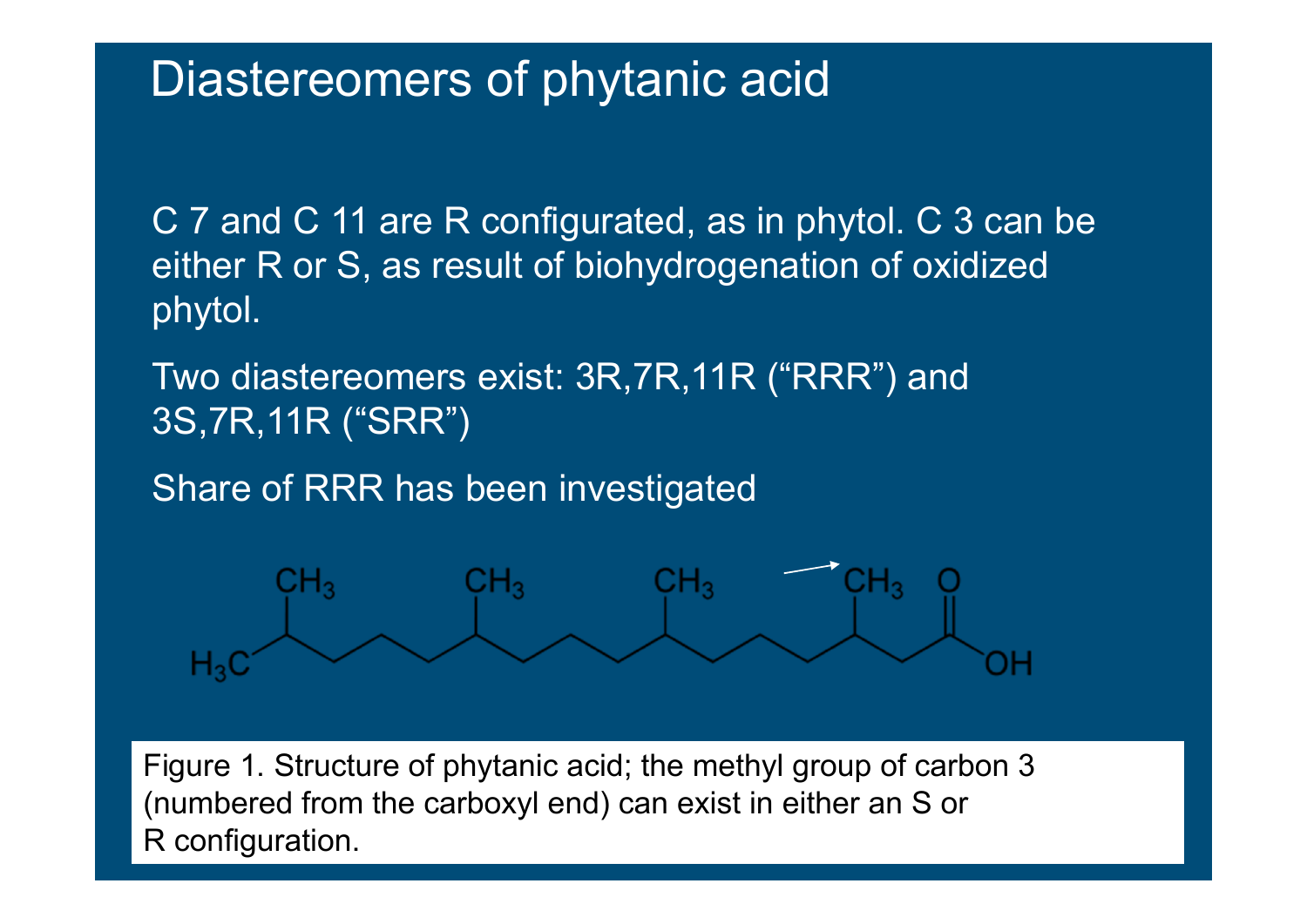# Diastereomers of phytanic acid

C 7 and C 11 are R configurated, as in phytol. C 3 can be either R or S, as result of biohydrogenation of oxidized phytol.

Two diastereomers exist: 3R,7R,11R (“RRR”) and 3S,7R,11R (“SRR”)

Share of RRR has been investigated

Figure 1. Structure of phytanic acid; the methyl group of carbon 3 (numbered from the carboxyl end) can exist in either an S or R configuration.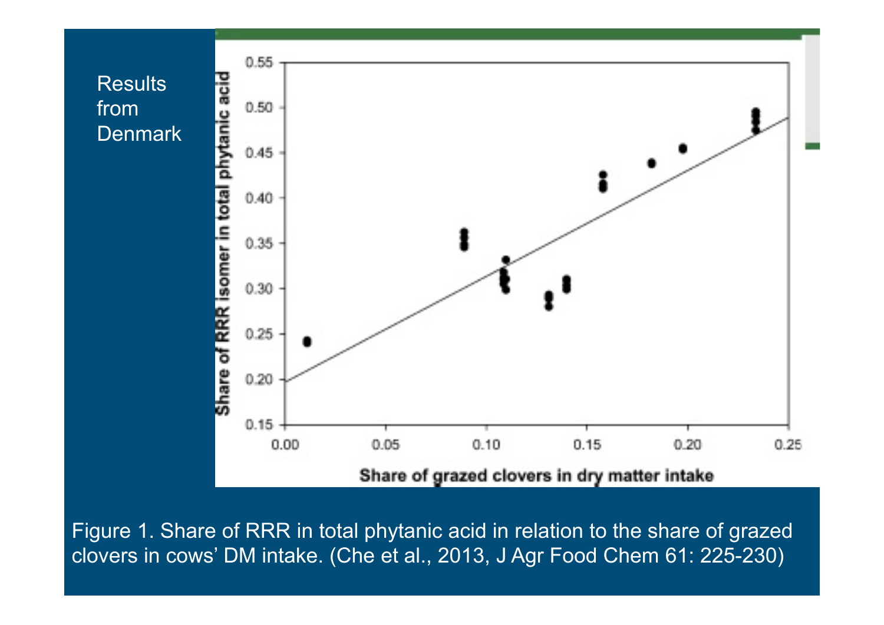Results from Denmark

Figure 1. Share of RRR in total phytanic acid in relation to the share of grazed clovers in cows' DM intake. (Che et al., 2013, J Agr Food Chem 61: 225-230)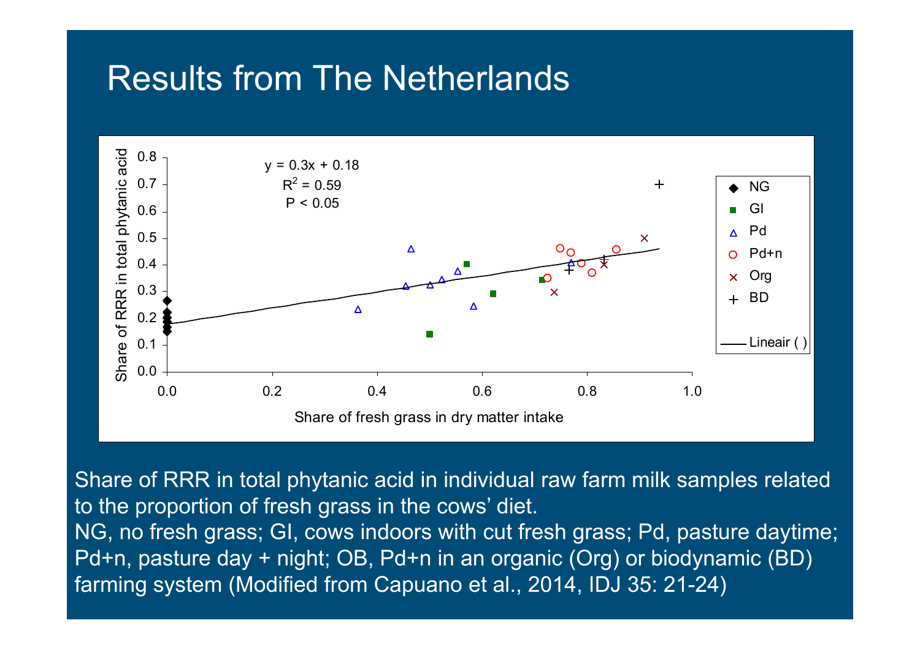# Results from The Netherlands

y = 0.3x + 0.18
$R^2$ = 0.59
P < 0.05

Legend: NG, GI, Pd, Pd+n, Org, BD, Lineair ( )

Share of RRR in total phytanic acid (y-axis) vs. Share of fresh grass in dry matter intake (x-axis)

Share of RRR in total phytanic acid in individual raw farm milk samples related to the proportion of fresh grass in the cows' diet.
NG, no fresh grass; GI, cows indoors with cut fresh grass; Pd, pasture daytime; Pd+n, pasture day + night; OB, Pd+n in an organic (Org) or biodynamic (BD) farming system (Modified from Capuano et al., 2014, IDJ 35: 21-24)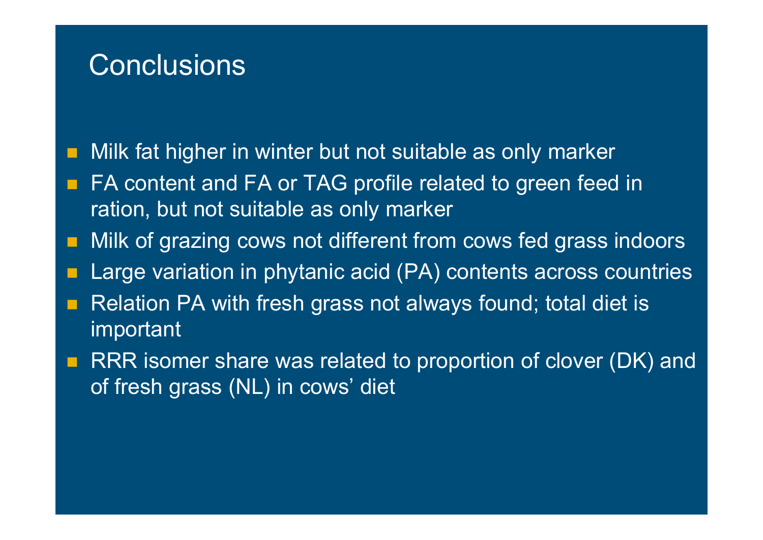# Conclusions

- Milk fat higher in winter but not suitable as only marker
- FA content and FA or TAG profile related to green feed in ration, but not suitable as only marker
- Milk of grazing cows not different from cows fed grass indoors
- Large variation in phytanic acid (PA) contents across countries
- Relation PA with fresh grass not always found; total diet is important
- RRR isomer share was related to proportion of clover (DK) and of fresh grass (NL) in cows' diet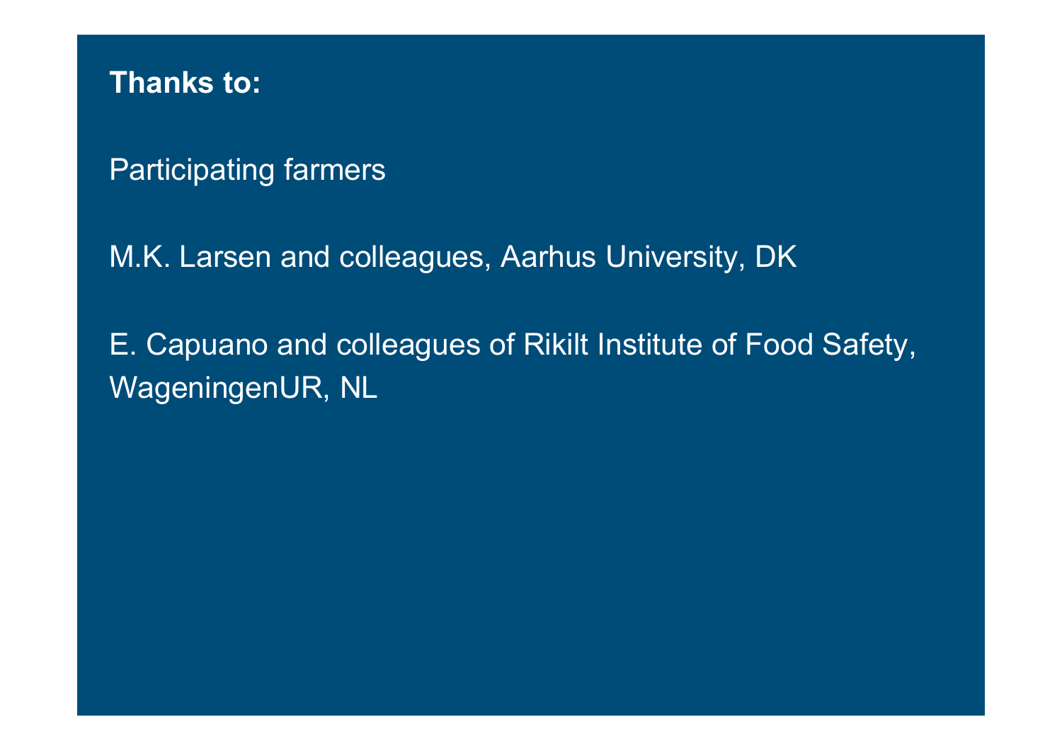**Thanks to:**

Participating farmers

M.K. Larsen and colleagues, Aarhus University, DK

E. Capuano and colleagues of Rikilt Institute of Food Safety, WageningenUR, NL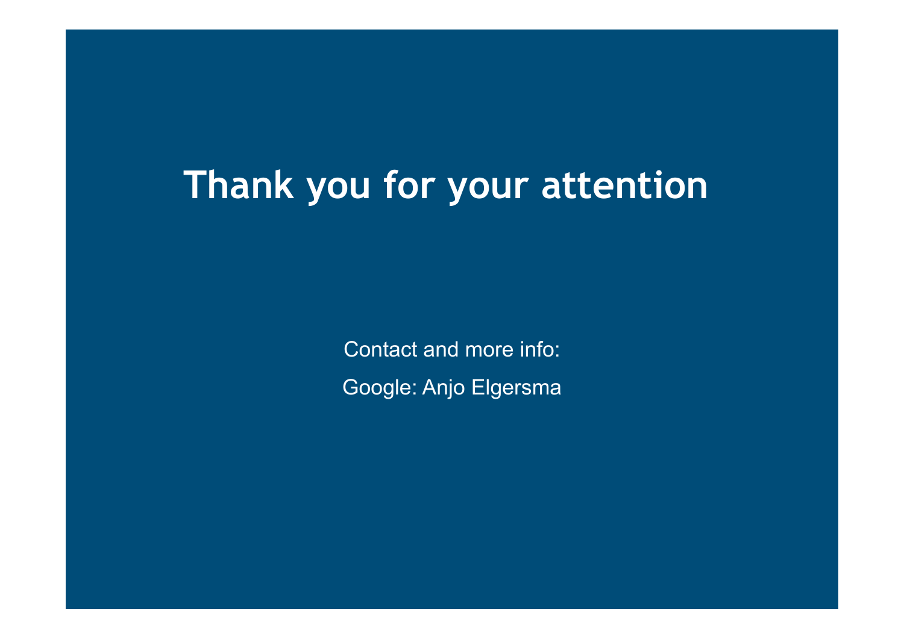# Thank you for your attention

Contact and more info:

Google: Anjo Elgersma